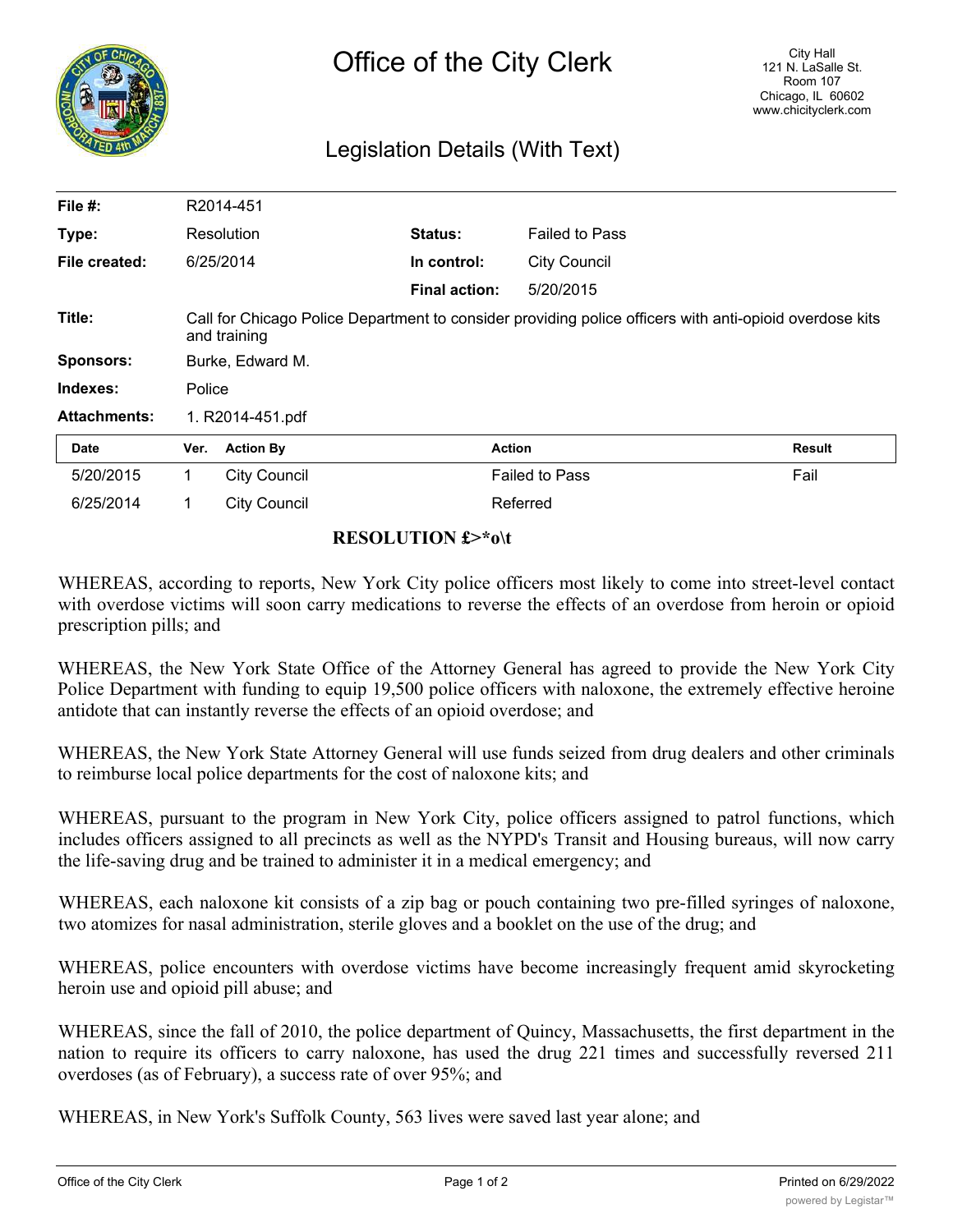# Office of the City Clerk

City Hall
121 N. LaSalle St.
Room 107
Chicago, IL 60602
www.chicityclerk.com

## Legislation Details (With Text)

| | | | |
|---|---|---|---|
| **File #:** | R2014-451 | | |
| **Type:** | Resolution | **Status:** | Failed to Pass |
| **File created:** | 6/25/2014 | **In control:** | City Council |
| | | **Final action:** | 5/20/2015 |
| **Title:** | Call for Chicago Police Department to consider providing police officers with anti-opioid overdose kits and training | | |
| **Sponsors:** | Burke, Edward M. | | |
| **Indexes:** | Police | | |
| **Attachments:** | 1. R2014-451.pdf | | |

| Date | Ver. | Action By | Action | Result |
|---|---|---|---|---|
| 5/20/2015 | 1 | City Council | Failed to Pass | Fail |
| 6/25/2014 | 1 | City Council | Referred | |

**RESOLUTION £>*o\t**

WHEREAS, according to reports, New York City police officers most likely to come into street-level contact with overdose victims will soon carry medications to reverse the effects of an overdose from heroin or opioid prescription pills; and

WHEREAS, the New York State Office of the Attorney General has agreed to provide the New York City Police Department with funding to equip 19,500 police officers with naloxone, the extremely effective heroine antidote that can instantly reverse the effects of an opioid overdose; and

WHEREAS, the New York State Attorney General will use funds seized from drug dealers and other criminals to reimburse local police departments for the cost of naloxone kits; and

WHEREAS, pursuant to the program in New York City, police officers assigned to patrol functions, which includes officers assigned to all precincts as well as the NYPD's Transit and Housing bureaus, will now carry the life-saving drug and be trained to administer it in a medical emergency; and

WHEREAS, each naloxone kit consists of a zip bag or pouch containing two pre-filled syringes of naloxone, two atomizes for nasal administration, sterile gloves and a booklet on the use of the drug; and

WHEREAS, police encounters with overdose victims have become increasingly frequent amid skyrocketing heroin use and opioid pill abuse; and

WHEREAS, since the fall of 2010, the police department of Quincy, Massachusetts, the first department in the nation to require its officers to carry naloxone, has used the drug 221 times and successfully reversed 211 overdoses (as of February), a success rate of over 95%; and

WHEREAS, in New York's Suffolk County, 563 lives were saved last year alone; and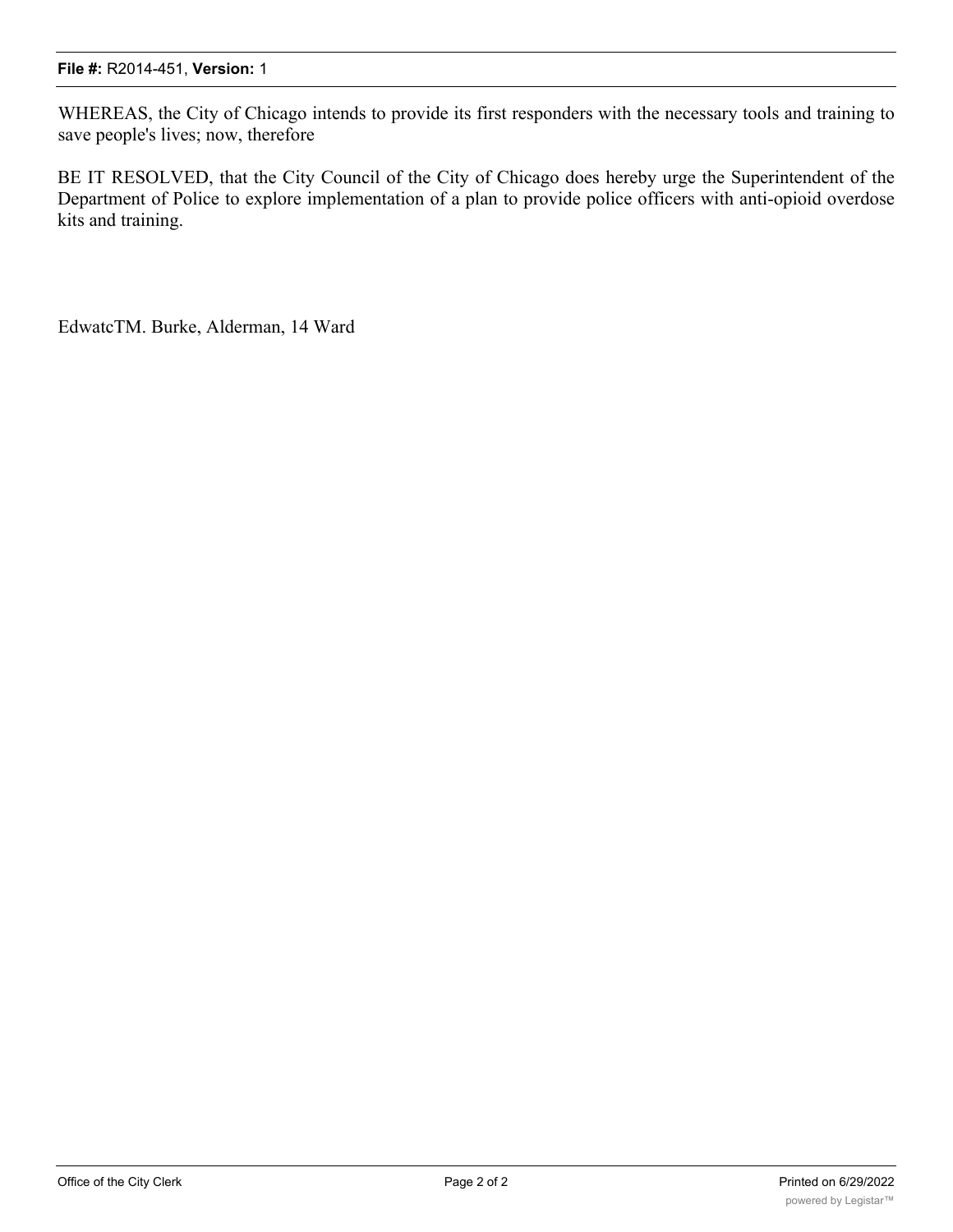WHEREAS, the City of Chicago intends to provide its first responders with the necessary tools and training to save people's lives; now, therefore

BE IT RESOLVED, that the City Council of the City of Chicago does hereby urge the Superintendent of the Department of Police to explore implementation of a plan to provide police officers with anti-opioid overdose kits and training.

EdwatcTM. Burke, Alderman, 14 Ward